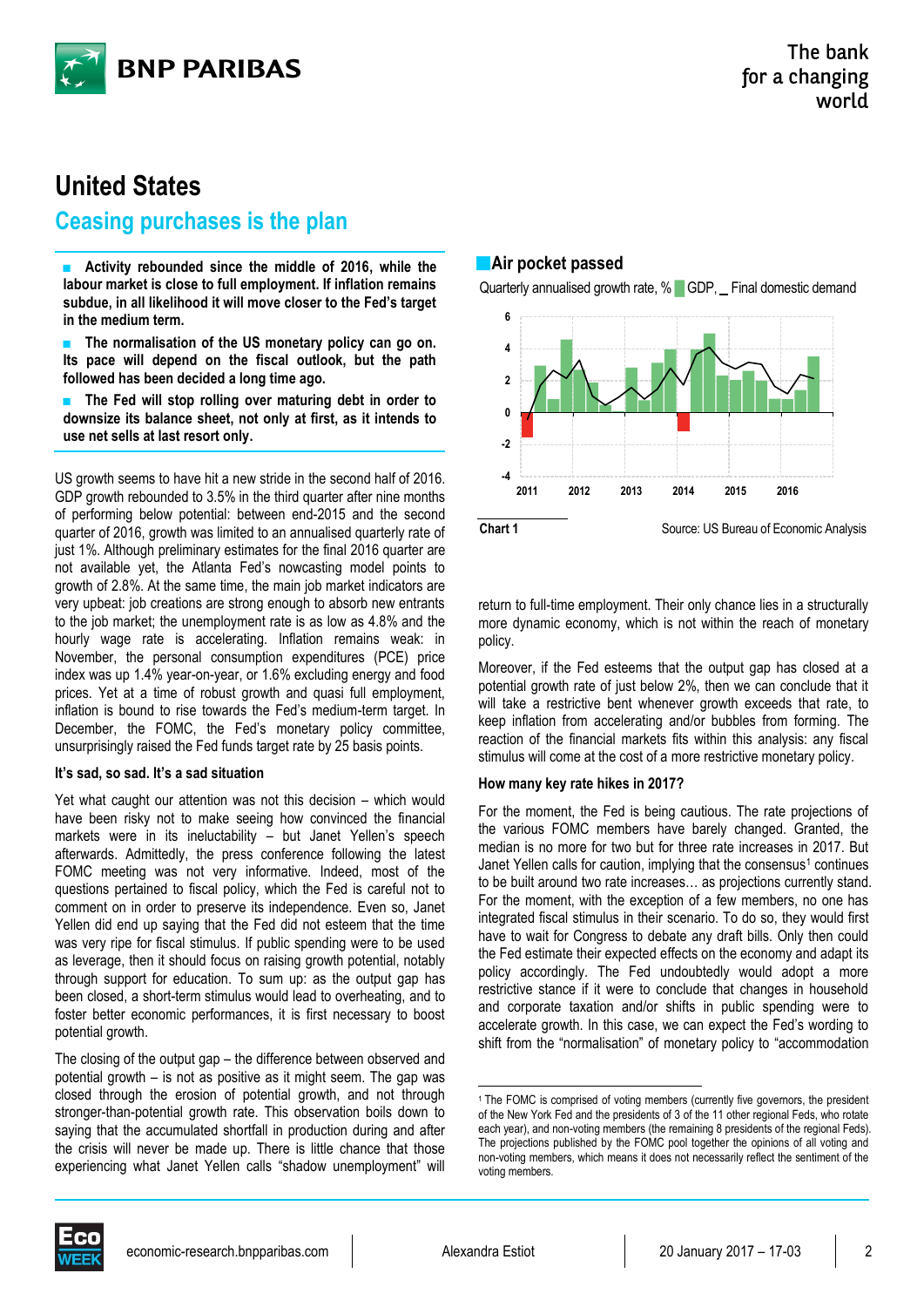# United States

## Ceasing purchases is the plan

- **Activity rebounded since the middle of 2016, while the labour market is close to full employment. If inflation remains subdue, in all likelihood it will move closer to the Fed's target in the medium term.**
- **The normalisation of the US monetary policy can go on. Its pace will depend on the fiscal outlook, but the path followed has been decided a long time ago.**
- **The Fed will stop rolling over maturing debt in order to downsize its balance sheet, not only at first, as it intends to use net sells at last resort only.**

US growth seems to have hit a new stride in the second half of 2016. GDP growth rebounded to 3.5% in the third quarter after nine months of performing below potential: between end-2015 and the second quarter of 2016, growth was limited to an annualised quarterly rate of just 1%. Although preliminary estimates for the final 2016 quarter are not available yet, the Atlanta Fed's nowcasting model points to growth of 2.8%. At the same time, the main job market indicators are very upbeat: job creations are strong enough to absorb new entrants to the job market; the unemployment rate is as low as 4.8% and the hourly wage rate is accelerating. Inflation remains weak: in November, the personal consumption expenditures (PCE) price index was up 1.4% year-on-year, or 1.6% excluding energy and food prices. Yet at a time of robust growth and quasi full employment, inflation is bound to rise towards the Fed's medium-term target. In December, the FOMC, the Fed's monetary policy committee, unsurprisingly raised the Fed funds target rate by 25 basis points.

**Air pocket passed**

Quarterly annualised growth rate, % — GDP, Final domestic demand

Chart 1 — Source: US Bureau of Economic Analysis

### It's sad, so sad. It's a sad situation

Yet what caught our attention was not this decision – which would have been risky not to make seeing how convinced the financial markets were in its ineluctability – but Janet Yellen's speech afterwards. Admittedly, the press conference following the latest FOMC meeting was not very informative. Indeed, most of the questions pertained to fiscal policy, which the Fed is careful not to comment on in order to preserve its independence. Even so, Janet Yellen did end up saying that the Fed did not esteem that the time was very ripe for fiscal stimulus. If public spending were to be used as leverage, then it should focus on raising growth potential, notably through support for education. To sum up: as the output gap has been closed, a short-term stimulus would lead to overheating, and to foster better economic performances, it is first necessary to boost potential growth.

The closing of the output gap – the difference between observed and potential growth – is not as positive as it might seem. The gap was closed through the erosion of potential growth, and not through stronger-than-potential growth rate. This observation boils down to saying that the accumulated shortfall in production during and after the crisis will never be made up. There is little chance that those experiencing what Janet Yellen calls "shadow unemployment" will return to full-time employment. Their only chance lies in a structurally more dynamic economy, which is not within the reach of monetary policy.

Moreover, if the Fed esteems that the output gap has closed at a potential growth rate of just below 2%, then we can conclude that it will take a restrictive bent whenever growth exceeds that rate, to keep inflation from accelerating and/or bubbles from forming. The reaction of the financial markets fits within this analysis: any fiscal stimulus will come at the cost of a more restrictive monetary policy.

### How many key rate hikes in 2017?

For the moment, the Fed is being cautious. The rate projections of the various FOMC members have barely changed. Granted, the median is no more for two but for three rate increases in 2017. But Janet Yellen calls for caution, implying that the consensus[1] continues to be built around two rate increases… as projections currently stand. For the moment, with the exception of a few members, no one has integrated fiscal stimulus in their scenario. To do so, they would first have to wait for Congress to debate any draft bills. Only then could the Fed estimate their expected effects on the economy and adapt its policy accordingly. The Fed undoubtedly would adopt a more restrictive stance if it were to conclude that changes in household and corporate taxation and/or shifts in public spending were to accelerate growth. In this case, we can expect the Fed's wording to shift from the "normalisation" of monetary policy to "accommodation

[1] The FOMC is comprised of voting members (currently five governors, the president of the New York Fed and the presidents of 3 of the 11 other regional Feds, who rotate each year), and non-voting members (the remaining 8 presidents of the regional Feds). The projections published by the FOMC pool together the opinions of all voting and non-voting members, which means it does not necessarily reflect the sentiment of the voting members.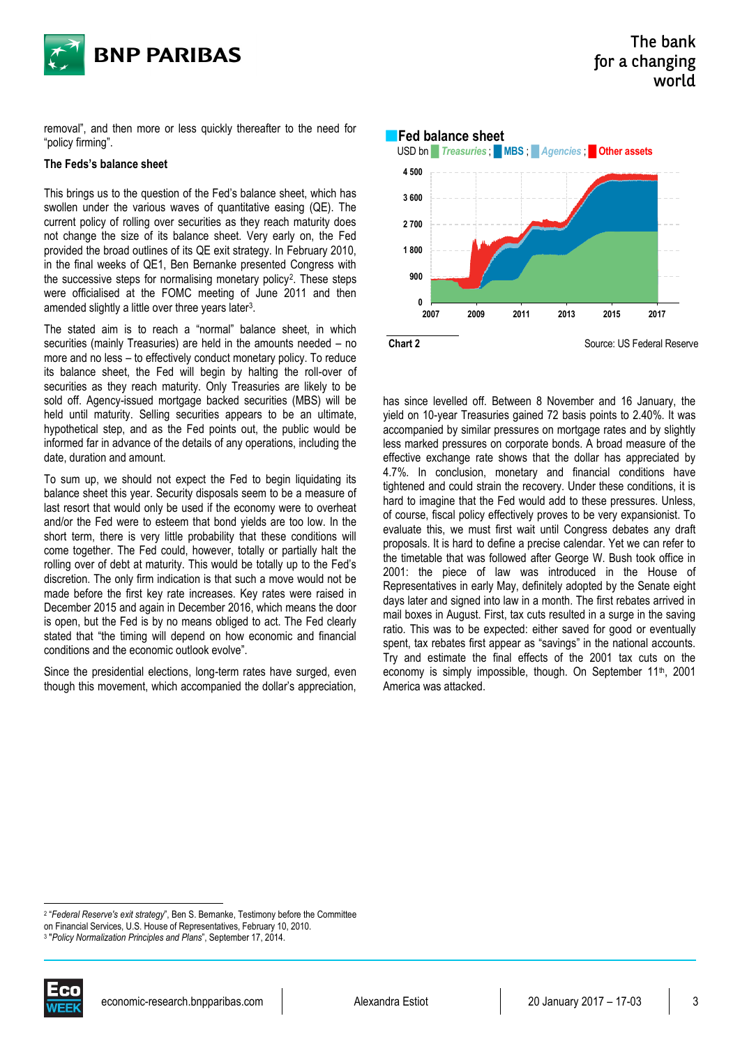removal", and then more or less quickly thereafter to the need for "policy firming".

**The Feds's balance sheet**

This brings us to the question of the Fed's balance sheet, which has swollen under the various waves of quantitative easing (QE). The current policy of rolling over securities as they reach maturity does not change the size of its balance sheet. Very early on, the Fed provided the broad outlines of its QE exit strategy. In February 2010, in the final weeks of QE1, Ben Bernanke presented Congress with the successive steps for normalising monetary policy[2]. These steps were officialised at the FOMC meeting of June 2011 and then amended slightly a little over three years later[3].

The stated aim is to reach a "normal" balance sheet, in which securities (mainly Treasuries) are held in the amounts needed – no more and no less – to effectively conduct monetary policy. To reduce its balance sheet, the Fed will begin by halting the roll-over of securities as they reach maturity. Only Treasuries are likely to be sold off. Agency-issued mortgage backed securities (MBS) will be held until maturity. Selling securities appears to be an ultimate, hypothetical step, and as the Fed points out, the public would be informed far in advance of the details of any operations, including the date, duration and amount.

To sum up, we should not expect the Fed to begin liquidating its balance sheet this year. Security disposals seem to be a measure of last resort that would only be used if the economy were to overheat and/or the Fed were to esteem that bond yields are too low. In the short term, there is very little probability that these conditions will come together. The Fed could, however, totally or partially halt the rolling over of debt at maturity. This would be totally up to the Fed's discretion. The only firm indication is that such a move would not be made before the first key rate increases. Key rates were raised in December 2015 and again in December 2016, which means the door is open, but the Fed is by no means obliged to act. The Fed clearly stated that "the timing will depend on how economic and financial conditions and the economic outlook evolve".

Since the presidential elections, long-term rates have surged, even though this movement, which accompanied the dollar's appreciation, has since levelled off. Between 8 November and 16 January, the yield on 10-year Treasuries gained 72 basis points to 2.40%. It was accompanied by similar pressures on mortgage rates and by slightly less marked pressures on corporate bonds. A broad measure of the effective exchange rate shows that the dollar has appreciated by 4.7%. In conclusion, monetary and financial conditions have tightened and could strain the recovery. Under these conditions, it is hard to imagine that the Fed would add to these pressures. Unless, of course, fiscal policy effectively proves to be very expansionist. To evaluate this, we must first wait until Congress debates any draft proposals. It is hard to define a precise calendar. Yet we can refer to the timetable that was followed after George W. Bush took office in 2001: the piece of law was introduced in the House of Representatives in early May, definitely adopted by the Senate eight days later and signed into law in a month. The first rebates arrived in mail boxes in August. First, tax cuts resulted in a surge in the saving ratio. This was to be expected: either saved for good or eventually spent, tax rebates first appear as "savings" in the national accounts. Try and estimate the final effects of the 2001 tax cuts on the economy is simply impossible, though. On September 11th, 2001 America was attacked.

**Fed balance sheet**

USD bn Treasuries ; MBS ; Agencies ; Other assets

4 500
3 600
2 700
1 800
900
0

2007 2009 2011 2013 2015 2017

Chart 2 Source: US Federal Reserve

---

[2] "*Federal Reserve's exit strategy*", Ben S. Bernanke, Testimony before the Committee on Financial Services, U.S. House of Representatives, February 10, 2010.

[3] "*Policy Normalization Principles and Plans*", September 17, 2014.